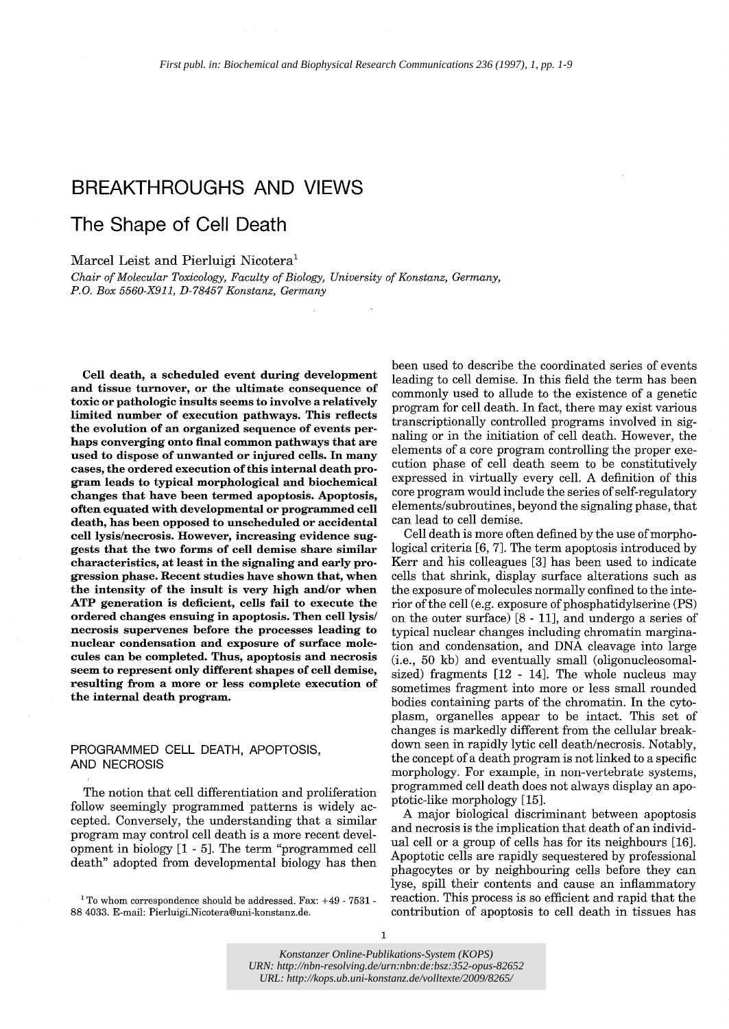*First publ. in: Biochemical and Biophysical Research Communications 236 (1997), 1, pp. 1-9*

# BREAKTHROUGHS AND VIEWS

## The Shape of Cell Death

Marcel Leist and Pierluigi Nicotera[1]

*Chair of Molecular Toxicology, Faculty of Biology, University of Konstanz, Germany, P.O. Box 5560-X911, D-78457 Konstanz, Germany*

**Cell death, a scheduled event during development and tissue turnover, or the ultimate consequence of toxic or pathologic insults seems to involve a relatively limited number of execution pathways. This reflects the evolution of an organized sequence of events perhaps converging onto final common pathways that are used to dispose of unwanted or injured cells. In many cases, the ordered execution of this internal death program leads to typical morphological and biochemical changes that have been termed apoptosis. Apoptosis, often equated with developmental or programmed cell death, has been opposed to unscheduled or accidental cell lysis/necrosis. However, increasing evidence suggests that the two forms of cell demise share similar characteristics, at least in the signaling and early progression phase. Recent studies have shown that, when the intensity of the insult is very high and/or when ATP generation is deficient, cells fail to execute the ordered changes ensuing in apoptosis. Then cell lysis/necrosis supervenes before the processes leading to nuclear condensation and exposure of surface molecules can be completed. Thus, apoptosis and necrosis seem to represent only different shapes of cell demise, resulting from a more or less complete execution of the internal death program.**

### PROGRAMMED CELL DEATH, APOPTOSIS, AND NECROSIS

The notion that cell differentiation and proliferation follow seemingly programmed patterns is widely accepted. Conversely, the understanding that a similar program may control cell death is a more recent development in biology [1 - 5]. The term "programmed cell death" adopted from developmental biology has then been used to describe the coordinated series of events leading to cell demise. In this field the term has been commonly used to allude to the existence of a genetic program for cell death. In fact, there may exist various transcriptionally controlled programs involved in signaling or in the initiation of cell death. However, the elements of a core program controlling the proper execution phase of cell death seem to be constitutively expressed in virtually every cell. A definition of this core program would include the series of self-regulatory elements/subroutines, beyond the signaling phase, that can lead to cell demise.

Cell death is more often defined by the use of morphological criteria [6, 7]. The term apoptosis introduced by Kerr and his colleagues [3] has been used to indicate cells that shrink, display surface alterations such as the exposure of molecules normally confined to the interior of the cell (e.g. exposure of phosphatidylserine (PS) on the outer surface) [8 - 11], and undergo a series of typical nuclear changes including chromatin margination and condensation, and DNA cleavage into large (i.e., 50 kb) and eventually small (oligonucleosomal-sized) fragments [12 - 14]. The whole nucleus may sometimes fragment into more or less small rounded bodies containing parts of the chromatin. In the cytoplasm, organelles appear to be intact. This set of changes is markedly different from the cellular breakdown seen in rapidly lytic cell death/necrosis. Notably, the concept of a death program is not linked to a specific morphology. For example, in non-vertebrate systems, programmed cell death does not always display an apoptotic-like morphology [15].

A major biological discriminant between apoptosis and necrosis is the implication that death of an individual cell or a group of cells has for its neighbours [16]. Apoptotic cells are rapidly sequestered by professional phagocytes or by neighbouring cells before they can lyse, spill their contents and cause an inflammatory reaction. This process is so efficient and rapid that the contribution of apoptosis to cell death in tissues has

[1] To whom correspondence should be addressed. Fax: +49 - 7531 - 88 4033. E-mail: Pierluigi.Nicotera@uni-konstanz.de.

Konstanzer Online-Publikations-System (KOPS)
URN: http://nbn-resolving.de/urn:nbn:de:bsz:352-opus-82652
URL: http://kops.ub.uni-konstanz.de/volltexte/2009/8265/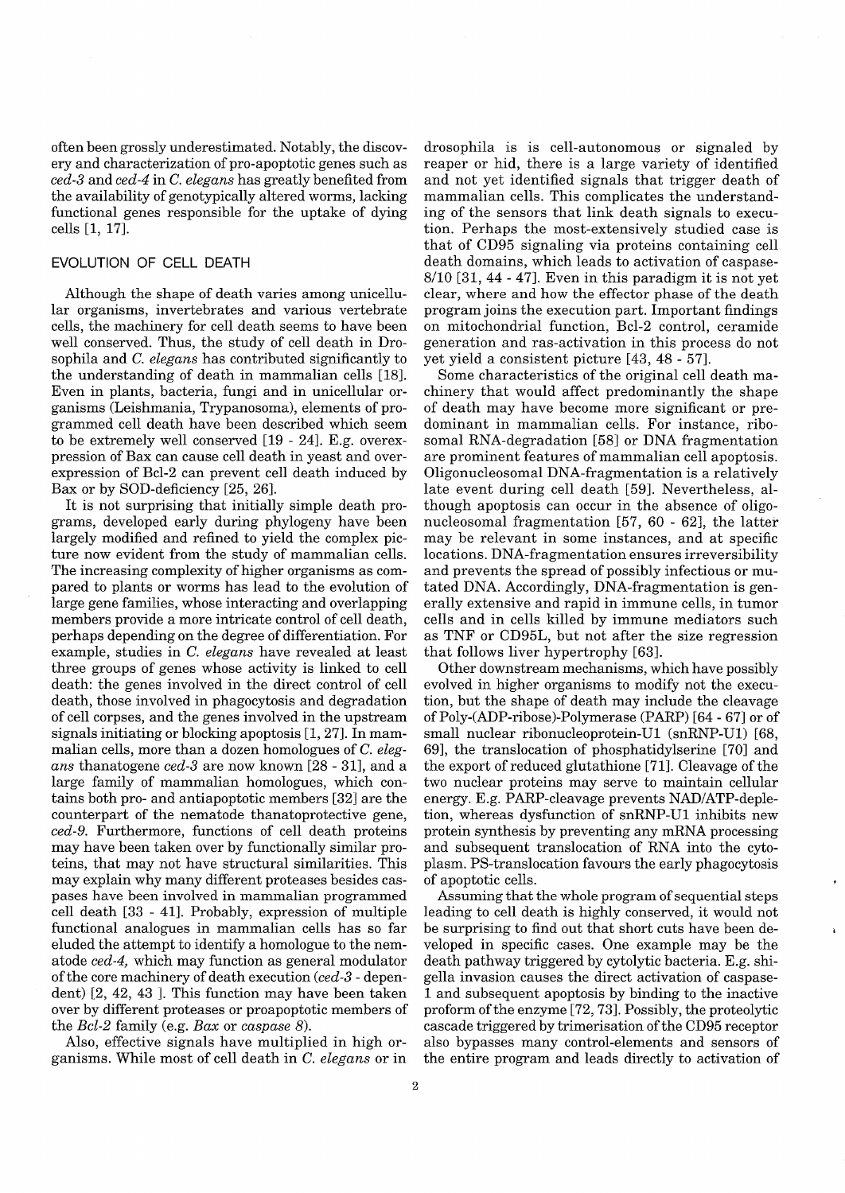often been grossly underestimated. Notably, the discovery and characterization of pro-apoptotic genes such as *ced-3* and *ced-4* in *C. elegans* has greatly benefited from the availability of genotypically altered worms, lacking functional genes responsible for the uptake of dying cells [1, 17].

## EVOLUTION OF CELL DEATH

Although the shape of death varies among unicellular organisms, invertebrates and various vertebrate cells, the machinery for cell death seems to have been well conserved. Thus, the study of cell death in Drosophila and *C. elegans* has contributed significantly to the understanding of death in mammalian cells [18]. Even in plants, bacteria, fungi and in unicellular organisms (Leishmania, Trypanosoma), elements of programmed cell death have been described which seem to be extremely well conserved [19 - 24]. E.g. overexpression of Bax can cause cell death in yeast and overexpression of Bcl-2 can prevent cell death induced by Bax or by SOD-deficiency [25, 26].

It is not surprising that initially simple death programs, developed early during phylogeny have been largely modified and refined to yield the complex picture now evident from the study of mammalian cells. The increasing complexity of higher organisms as compared to plants or worms has lead to the evolution of large gene families, whose interacting and overlapping members provide a more intricate control of cell death, perhaps depending on the degree of differentiation. For example, studies in *C. elegans* have revealed at least three groups of genes whose activity is linked to cell death: the genes involved in the direct control of cell death, those involved in phagocytosis and degradation of cell corpses, and the genes involved in the upstream signals initiating or blocking apoptosis [1, 27]. In mammalian cells, more than a dozen homologues of *C. elegans* thanatogene *ced-3* are now known [28 - 31], and a large family of mammalian homologues, which contains both pro- and antiapoptotic members [32] are the counterpart of the nematode thanatoprotective gene, *ced-9*. Furthermore, functions of cell death proteins may have been taken over by functionally similar proteins, that may not have structural similarities. This may explain why many different proteases besides caspases have been involved in mammalian programmed cell death [33 - 41]. Probably, expression of multiple functional analogues in mammalian cells has so far eluded the attempt to identify a homologue to the nematode *ced-4,* which may function as general modulator of the core machinery of death execution (*ced-3* - dependent) [2, 42, 43 ]. This function may have been taken over by different proteases or proapoptotic members of the *Bcl-2* family (e.g. *Bax* or *caspase 8*).

Also, effective signals have multiplied in high organisms. While most of cell death in *C. elegans* or in drosophila is is cell-autonomous or signaled by reaper or hid, there is a large variety of identified and not yet identified signals that trigger death of mammalian cells. This complicates the understanding of the sensors that link death signals to execution. Perhaps the most-extensively studied case is that of CD95 signaling via proteins containing cell death domains, which leads to activation of caspase-8/10 [31, 44 - 47]. Even in this paradigm it is not yet clear, where and how the effector phase of the death program joins the execution part. Important findings on mitochondrial function, Bcl-2 control, ceramide generation and ras-activation in this process do not yet yield a consistent picture [43, 48 - 57].

Some characteristics of the original cell death machinery that would affect predominantly the shape of death may have become more significant or predominant in mammalian cells. For instance, ribosomal RNA-degradation [58] or DNA fragmentation are prominent features of mammalian cell apoptosis. Oligonucleosomal DNA-fragmentation is a relatively late event during cell death [59]. Nevertheless, although apoptosis can occur in the absence of oligonucleosomal fragmentation [57, 60 - 62], the latter may be relevant in some instances, and at specific locations. DNA-fragmentation ensures irreversibility and prevents the spread of possibly infectious or mutated DNA. Accordingly, DNA-fragmentation is generally extensive and rapid in immune cells, in tumor cells and in cells killed by immune mediators such as TNF or CD95L, but not after the size regression that follows liver hypertrophy [63].

Other downstream mechanisms, which have possibly evolved in higher organisms to modify not the execution, but the shape of death may include the cleavage of Poly-(ADP-ribose)-Polymerase (PARP) [64 - 67] or of small nuclear ribonucleoprotein-U1 (snRNP-U1) [68, 69], the translocation of phosphatidylserine [70] and the export of reduced glutathione [71]. Cleavage of the two nuclear proteins may serve to maintain cellular energy. E.g. PARP-cleavage prevents NAD/ATP-depletion, whereas dysfunction of snRNP-U1 inhibits new protein synthesis by preventing any mRNA processing and subsequent translocation of RNA into the cytoplasm. PS-translocation favours the early phagocytosis of apoptotic cells.

Assuming that the whole program of sequential steps leading to cell death is highly conserved, it would not be surprising to find out that short cuts have been developed in specific cases. One example may be the death pathway triggered by cytolytic bacteria. E.g. shigella invasion causes the direct activation of caspase-1 and subsequent apoptosis by binding to the inactive proform of the enzyme [72, 73]. Possibly, the proteolytic cascade triggered by trimerisation of the CD95 receptor also bypasses many control-elements and sensors of the entire program and leads directly to activation of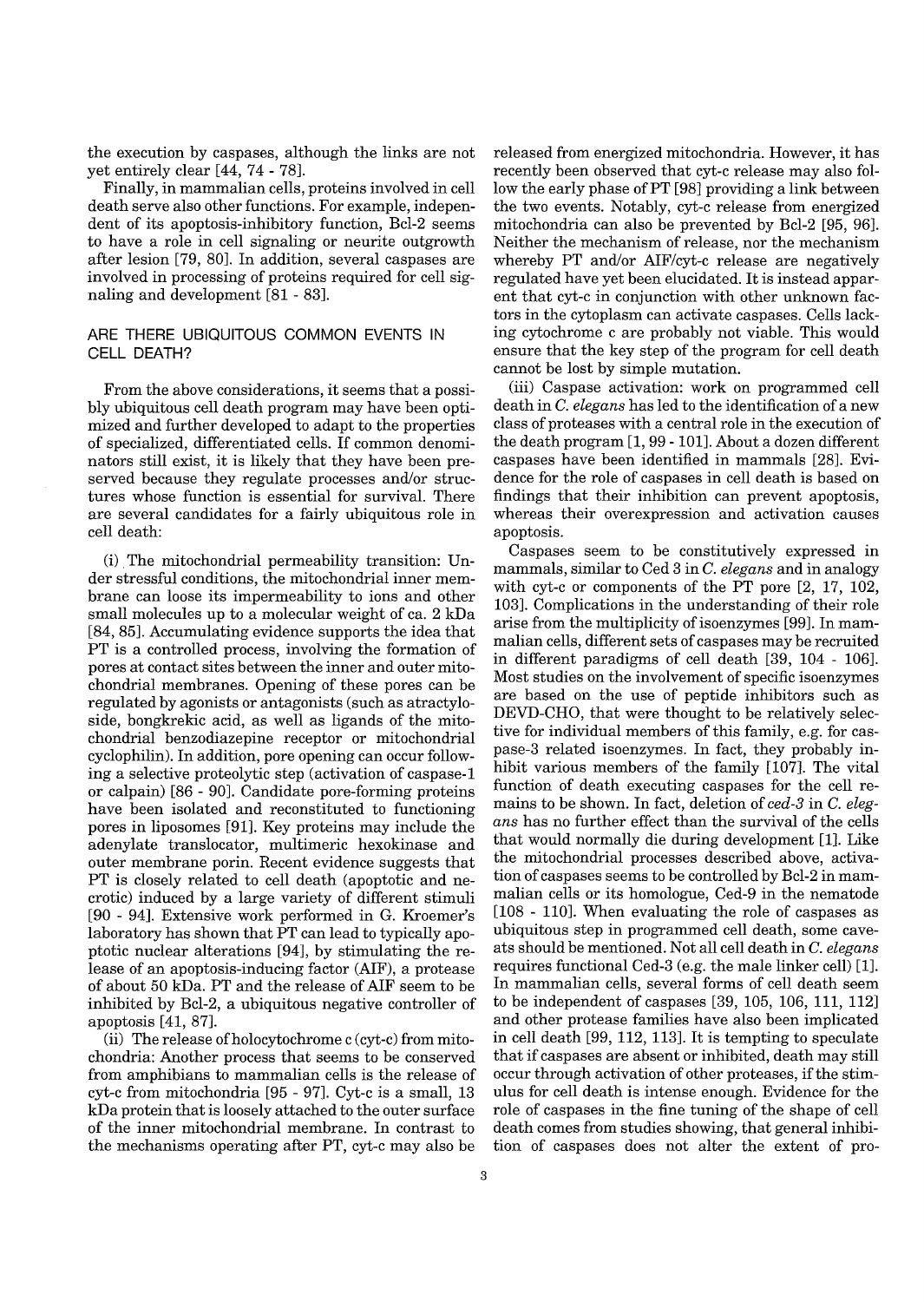the execution by caspases, although the links are not yet entirely clear [44, 74 - 78].

Finally, in mammalian cells, proteins involved in cell death serve also other functions. For example, independent of its apoptosis-inhibitory function, Bcl-2 seems to have a role in cell signaling or neurite outgrowth after lesion [79, 80]. In addition, several caspases are involved in processing of proteins required for cell signaling and development [81 - 83].

## ARE THERE UBIQUITOUS COMMON EVENTS IN CELL DEATH?

From the above considerations, it seems that a possibly ubiquitous cell death program may have been optimized and further developed to adapt to the properties of specialized, differentiated cells. If common denominators still exist, it is likely that they have been preserved because they regulate processes and/or structures whose function is essential for survival. There are several candidates for a fairly ubiquitous role in cell death:

(i) The mitochondrial permeability transition: Under stressful conditions, the mitochondrial inner membrane can loose its impermeability to ions and other small molecules up to a molecular weight of ca. 2 kDa [84, 85]. Accumulating evidence supports the idea that PT is a controlled process, involving the formation of pores at contact sites between the inner and outer mitochondrial membranes. Opening of these pores can be regulated by agonists or antagonists (such as atractyloside, bongkrekic acid, as well as ligands of the mitochondrial benzodiazepine receptor or mitochondrial cyclophilin). In addition, pore opening can occur following a selective proteolytic step (activation of caspase-1 or calpain) [86 - 90]. Candidate pore-forming proteins have been isolated and reconstituted to functioning pores in liposomes [91]. Key proteins may include the adenylate translocator, multimeric hexokinase and outer membrane porin. Recent evidence suggests that PT is closely related to cell death (apoptotic and necrotic) induced by a large variety of different stimuli [90 - 94]. Extensive work performed in G. Kroemer's laboratory has shown that PT can lead to typically apoptotic nuclear alterations [94], by stimulating the release of an apoptosis-inducing factor (AIF), a protease of about 50 kDa. PT and the release of AIF seem to be inhibited by Bcl-2, a ubiquitous negative controller of apoptosis [41, 87].

(ii) The release of holocytochrome c (cyt-c) from mitochondria: Another process that seems to be conserved from amphibians to mammalian cells is the release of cyt-c from mitochondria [95 - 97]. Cyt-c is a small, 13 kDa protein that is loosely attached to the outer surface of the inner mitochondrial membrane. In contrast to the mechanisms operating after PT, cyt-c may also be released from energized mitochondria. However, it has recently been observed that cyt-c release may also follow the early phase of PT [98] providing a link between the two events. Notably, cyt-c release from energized mitochondria can also be prevented by Bcl-2 [95, 96]. Neither the mechanism of release, nor the mechanism whereby PT and/or AIF/cyt-c release are negatively regulated have yet been elucidated. It is instead apparent that cyt-c in conjunction with other unknown factors in the cytoplasm can activate caspases. Cells lacking cytochrome c are probably not viable. This would ensure that the key step of the program for cell death cannot be lost by simple mutation.

(iii) Caspase activation: work on programmed cell death in *C. elegans* has led to the identification of a new class of proteases with a central role in the execution of the death program [1, 99 - 101]. About a dozen different caspases have been identified in mammals [28]. Evidence for the role of caspases in cell death is based on findings that their inhibition can prevent apoptosis, whereas their overexpression and activation causes apoptosis.

Caspases seem to be constitutively expressed in mammals, similar to Ced 3 in *C. elegans* and in analogy with cyt-c or components of the PT pore [2, 17, 102, 103]. Complications in the understanding of their role arise from the multiplicity of isoenzymes [99]. In mammalian cells, different sets of caspases may be recruited in different paradigms of cell death [39, 104 - 106]. Most studies on the involvement of specific isoenzymes are based on the use of peptide inhibitors such as DEVD-CHO, that were thought to be relatively selective for individual members of this family, e.g. for caspase-3 related isoenzymes. In fact, they probably inhibit various members of the family [107]. The vital function of death executing caspases for the cell remains to be shown. In fact, deletion of *ced-3* in *C. elegans* has no further effect than the survival of the cells that would normally die during development [1]. Like the mitochondrial processes described above, activation of caspases seems to be controlled by Bcl-2 in mammalian cells or its homologue, Ced-9 in the nematode [108 - 110]. When evaluating the role of caspases as ubiquitous step in programmed cell death, some caveats should be mentioned. Not all cell death in *C. elegans* requires functional Ced-3 (e.g. the male linker cell) [1]. In mammalian cells, several forms of cell death seem to be independent of caspases [39, 105, 106, 111, 112] and other protease families have also been implicated in cell death [99, 112, 113]. It is tempting to speculate that if caspases are absent or inhibited, death may still occur through activation of other proteases, if the stimulus for cell death is intense enough. Evidence for the role of caspases in the fine tuning of the shape of cell death comes from studies showing, that general inhibition of caspases does not alter the extent of pro-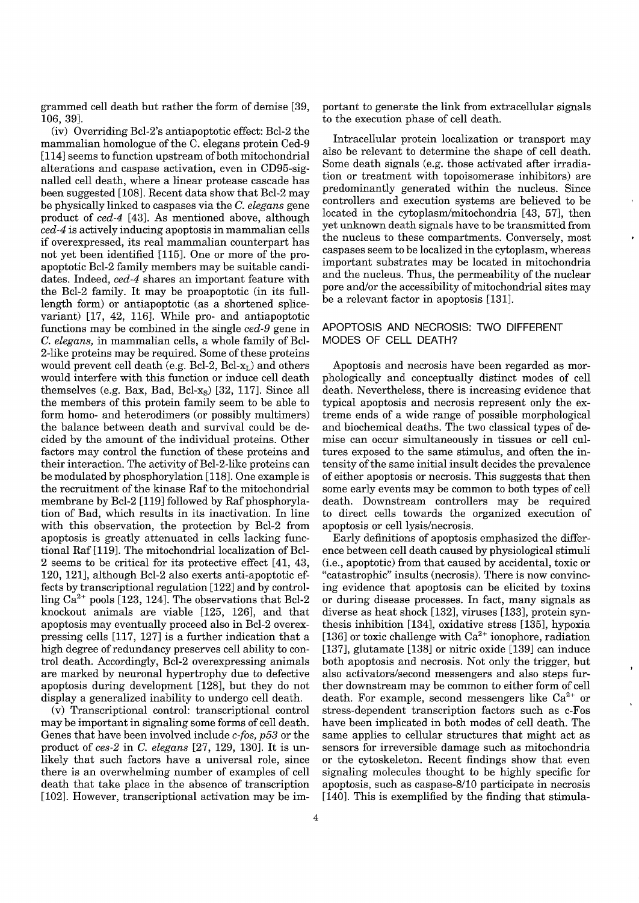grammed cell death but rather the form of demise [39, 106, 39].

(iv) Overriding Bcl-2's antiapoptotic effect: Bcl-2 the mammalian homologue of the C. elegans protein Ced-9 [114] seems to function upstream of both mitochondrial alterations and caspase activation, even in CD95-signalled cell death, where a linear protease cascade has been suggested [108]. Recent data show that Bcl-2 may be physically linked to caspases via the *C. elegans* gene product of *ced-4* [43]. As mentioned above, although *ced-4* is actively inducing apoptosis in mammalian cells if overexpressed, its real mammalian counterpart has not yet been identified [115]. One or more of the proapoptotic Bcl-2 family members may be suitable candidates. Indeed, *ced-4* shares an important feature with the Bcl-2 family. It may be proapoptotic (in its full-length form) or antiapoptotic (as a shortened splice-variant) [17, 42, 116]. While pro- and antiapoptotic functions may be combined in the single *ced-9* gene in *C. elegans,* in mammalian cells, a whole family of Bcl-2-like proteins may be required. Some of these proteins would prevent cell death (e.g. Bcl-2, Bcl-$x_L$) and others would interfere with this function or induce cell death themselves (e.g. Bax, Bad, Bcl-$x_S$) [32, 117]. Since all the members of this protein family seem to be able to form homo- and heterodimers (or possibly multimers) the balance between death and survival could be decided by the amount of the individual proteins. Other factors may control the function of these proteins and their interaction. The activity of Bcl-2-like proteins can be modulated by phosphorylation [118]. One example is the recruitment of the kinase Raf to the mitochondrial membrane by Bcl-2 [119] followed by Raf phosphorylation of Bad, which results in its inactivation. In line with this observation, the protection by Bcl-2 from apoptosis is greatly attenuated in cells lacking functional Raf [119]. The mitochondrial localization of Bcl-2 seems to be critical for its protective effect [41, 43, 120, 121], although Bcl-2 also exerts anti-apoptotic effects by transcriptional regulation [122] and by controlling $Ca^{2+}$ pools [123, 124]. The observations that Bcl-2 knockout animals are viable [125, 126], and that apoptosis may eventually proceed also in Bcl-2 overexpressing cells [117, 127] is a further indication that a high degree of redundancy preserves cell ability to control death. Accordingly, Bcl-2 overexpressing animals are marked by neuronal hypertrophy due to defective apoptosis during development [128], but they do not display a generalized inability to undergo cell death.

(v) Transcriptional control: transcriptional control may be important in signaling some forms of cell death. Genes that have been involved include *c-fos, p53* or the product of *ces-2* in *C. elegans* [27, 129, 130]. It is unlikely that such factors have a universal role, since there is an overwhelming number of examples of cell death that take place in the absence of transcription [102]. However, transcriptional activation may be important to generate the link from extracellular signals to the execution phase of cell death.

Intracellular protein localization or transport may also be relevant to determine the shape of cell death. Some death signals (e.g. those activated after irradiation or treatment with topoisomerase inhibitors) are predominantly generated within the nucleus. Since controllers and execution systems are believed to be located in the cytoplasm/mitochondria [43, 57], then yet unknown death signals have to be transmitted from the nucleus to these compartments. Conversely, most caspases seem to be localized in the cytoplasm, whereas important substrates may be located in mitochondria and the nucleus. Thus, the permeability of the nuclear pore and/or the accessibility of mitochondrial sites may be a relevant factor in apoptosis [131].

## APOPTOSIS AND NECROSIS: TWO DIFFERENT MODES OF CELL DEATH?

Apoptosis and necrosis have been regarded as morphologically and conceptually distinct modes of cell death. Nevertheless, there is increasing evidence that typical apoptosis and necrosis represent only the extreme ends of a wide range of possible morphological and biochemical deaths. The two classical types of demise can occur simultaneously in tissues or cell cultures exposed to the same stimulus, and often the intensity of the same initial insult decides the prevalence of either apoptosis or necrosis. This suggests that then some early events may be common to both types of cell death. Downstream controllers may be required to direct cells towards the organized execution of apoptosis or cell lysis/necrosis.

Early definitions of apoptosis emphasized the difference between cell death caused by physiological stimuli (i.e., apoptotic) from that caused by accidental, toxic or "catastrophic" insults (necrosis). There is now convincing evidence that apoptosis can be elicited by toxins or during disease processes. In fact, many signals as diverse as heat shock [132], viruses [133], protein synthesis inhibition [134], oxidative stress [135], hypoxia [136] or toxic challenge with $Ca^{2+}$ ionophore, radiation [137], glutamate [138] or nitric oxide [139] can induce both apoptosis and necrosis. Not only the trigger, but also activators/second messengers and also steps further downstream may be common to either form of cell death. For example, second messengers like $Ca^{2+}$ or stress-dependent transcription factors such as c-Fos have been implicated in both modes of cell death. The same applies to cellular structures that might act as sensors for irreversible damage such as mitochondria or the cytoskeleton. Recent findings show that even signaling molecules thought to be highly specific for apoptosis, such as caspase-8/10 participate in necrosis [140]. This is exemplified by the finding that stimula-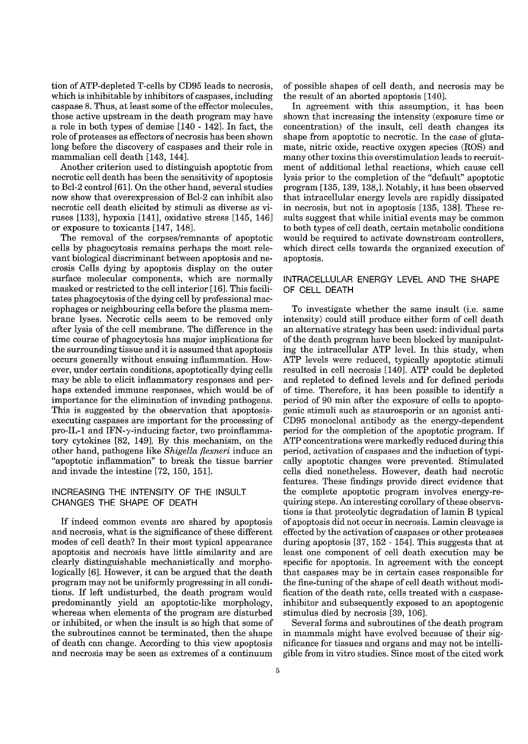tion of ATP-depleted T-cells by CD95 leads to necrosis, which is inhibitable by inhibitors of caspases, including caspase 8. Thus, at least some of the effector molecules, those active upstream in the death program may have a role in both types of demise [140 - 142]. In fact, the role of proteases as effectors of necrosis has been shown long before the discovery of caspases and their role in mammalian cell death [143, 144].

Another criterion used to distinguish apoptotic from necrotic cell death has been the sensitivity of apoptosis to Bcl-2 control [61]. On the other hand, several studies now show that overexpression of Bcl-2 can inhibit also necrotic cell death elicited by stimuli as diverse as viruses [133], hypoxia [141], oxidative stress [145, 146] or exposure to toxicants [147, 148].

The removal of the corpses/remnants of apoptotic cells by phagocytosis remains perhaps the most relevant biological discriminant between apoptosis and necrosis Cells dying by apoptosis display on the outer surface molecular components, which are normally masked or restricted to the cell interior [16]. This facilitates phagocytosis of the dying cell by professional macrophages or neighbouring cells before the plasma membrane lyses. Necrotic cells seem to be removed only after lysis of the cell membrane. The difference in the time course of phagocytosis has major implications for the surrounding tissue and it is assumed that apoptosis occurs generally without ensuing inflammation. However, under certain conditions, apoptotically dying cells may be able to elicit inflammatory responses and perhaps extended immune responses, which would be of importance for the elimination of invading pathogens. This is suggested by the observation that apoptosis-executing caspases are important for the processing of pro-IL-1 and IFN-$\gamma$-inducing factor, two proinflammatory cytokines [82, 149]. By this mechanism, on the other hand, pathogens like *Shigella flexneri* induce an "apoptotic inflammation" to break the tissue barrier and invade the intestine [72, 150, 151].

## INCREASING THE INTENSITY OF THE INSULT CHANGES THE SHAPE OF DEATH

If indeed common events are shared by apoptosis and necrosis, what is the significance of these different modes of cell death? In their most typical appearance apoptosis and necrosis have little similarity and are clearly distinguishable mechanistically and morphologically [6]. However, it can be argued that the death program may not be uniformly progressing in all conditions. If left undisturbed, the death program would predominantly yield an apoptotic-like morphology, whereas when elements of the program are disturbed or inhibited, or when the insult is so high that some of the subroutines cannot be terminated, then the shape of death can change. According to this view apoptosis and necrosis may be seen as extremes of a continuum of possible shapes of cell death, and necrosis may be the result of an aborted apoptosis [140].

In agreement with this assumption, it has been shown that increasing the intensity (exposure time or concentration) of the insult, cell death changes its shape from apoptotic to necrotic. In the case of glutamate, nitric oxide, reactive oxygen species (ROS) and many other toxins this overstimulation leads to recruitment of additional lethal reactions, which cause cell lysis prior to the completion of the "default" apoptotic program [135, 139, 138,]. Notably, it has been observed that intracellular energy levels are rapidly dissipated in necrosis, but not in apoptosis [135, 138]. These results suggest that while initial events may be common to both types of cell death, certain metabolic conditions would be required to activate downstream controllers, which direct cells towards the organized execution of apoptosis.

## INTRACELLULAR ENERGY LEVEL AND THE SHAPE OF CELL DEATH

To investigate whether the same insult (i.e. same intensity) could still produce either form of cell death an alternative strategy has been used: individual parts of the death program have been blocked by manipulating the intracellular ATP level. In this study, when ATP levels were reduced, typically apoptotic stimuli resulted in cell necrosis [140]. ATP could be depleted and repleted to defined levels and for defined periods of time. Therefore, it has been possible to identify a period of 90 min after the exposure of cells to apoptogenic stimuli such as staurosporin or an agonist anti-CD95 monoclonal antibody as the energy-dependent period for the completion of the apoptotic program. If ATP concentrations were markedly reduced during this period, activation of caspases and the induction of typically apoptotic changes were prevented. Stimulated cells died nonetheless. However, death had necrotic features. These findings provide direct evidence that the complete apoptotic program involves energy-requiring steps. An interesting corollary of these observations is that proteolytic degradation of lamin B typical of apoptosis did not occur in necrosis. Lamin cleavage is effected by the activation of caspases or other proteases during apoptosis [37, 152 - 154]. This suggests that at least one component of cell death execution may be specific for apoptosis. In agreement with the concept that caspases may be in certain cases responsible for the fine-tuning of the shape of cell death without modification of the death rate, cells treated with a caspase-inhibitor and subsequently exposed to an apoptogenic stimulus died by necrosis [39, 106].

Several forms and subroutines of the death program in mammals might have evolved because of their significance for tissues and organs and may not be intelligible from in vitro studies. Since most of the cited work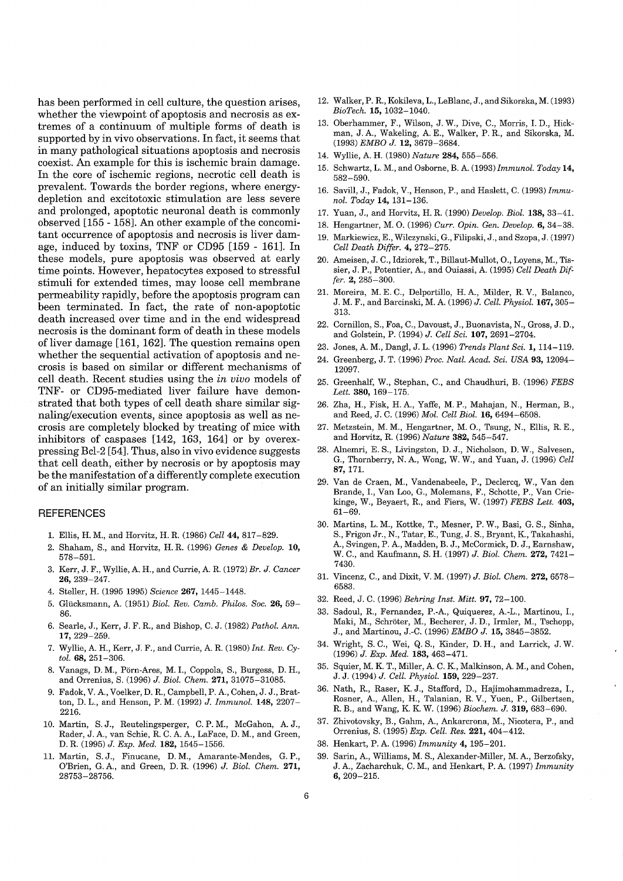has been performed in cell culture, the question arises, whether the viewpoint of apoptosis and necrosis as extremes of a continuum of multiple forms of death is supported by in vivo observations. In fact, it seems that in many pathological situations apoptosis and necrosis coexist. An example for this is ischemic brain damage. In the core of ischemic regions, necrotic cell death is prevalent. Towards the border regions, where energy-depletion and excitotoxic stimulation are less severe and prolonged, apoptotic neuronal death is commonly observed [155 - 158]. An other example of the concomitant occurrence of apoptosis and necrosis is liver damage, induced by toxins, TNF or CD95 [159 - 161]. In these models, pure apoptosis was observed at early time points. However, hepatocytes exposed to stressful stimuli for extended times, may loose cell membrane permeability rapidly, before the apoptosis program can been terminated. In fact, the rate of non-apoptotic death increased over time and in the end widespread necrosis is the dominant form of death in these models of liver damage [161, 162]. The question remains open whether the sequential activation of apoptosis and necrosis is based on similar or different mechanisms of cell death. Recent studies using the *in vivo* models of TNF- or CD95-mediated liver failure have demonstrated that both types of cell death share similar signaling/execution events, since apoptosis as well as necrosis are completely blocked by treating of mice with inhibitors of caspases [142, 163, 164] or by overexpressing Bcl-2 [54]. Thus, also in vivo evidence suggests that cell death, either by necrosis or by apoptosis may be the manifestation of a differently complete execution of an initially similar program.

## REFERENCES

1. Ellis, H. M., and Horvitz, H. R. (1986) *Cell* **44,** 817–829.
2. Shaham, S., and Horvitz, H. R. (1996) *Genes & Develop.* **10,** 578–591.
3. Kerr, J. F., Wyllie, A. H., and Currie, A. R. (1972) *Br. J. Cancer* **26,** 239–247.
4. Steller, H. (1995 1995) *Science* **267,** 1445–1448.
5. Glücksmann, A. (1951) *Biol. Rev. Camb. Philos. Soc.* **26,** 59–86.
6. Searle, J., Kerr, J. F. R., and Bishop, C. J. (1982) *Pathol. Ann.* **17,** 229–259.
7. Wyllie, A. H., Kerr, J. F., and Currie, A. R. (1980) *Int. Rev. Cytol.* **68,** 251–306.
8. Vanags, D. M., Pörn-Ares, M. I., Coppola, S., Burgess, D. H., and Orrenius, S. (1996) *J. Biol. Chem.* **271,** 31075–31085.
9. Fadok, V. A., Voelker, D. R., Campbell, P. A., Cohen, J. J., Bratton, D. L., and Henson, P. M. (1992) *J. Immunol.* **148,** 2207–2216.
10. Martin, S. J., Reutelingsperger, C. P. M., McGahon, A. J., Rader, J. A., van Schie, R. C. A. A., LaFace, D. M., and Green, D. R. (1995) *J. Exp. Med.* **182,** 1545–1556.
11. Martin, S. J., Finucane, D. M., Amarante-Mendes, G. P., O'Brien, G. A., and Green, D. R. (1996) *J. Biol. Chem.* **271,** 28753–28756.
12. Walker, P. R., Kokileva, L., LeBlanc, J., and Sikorska, M. (1993) *BioTech.* **15,** 1032–1040.
13. Oberhammer, F., Wilson, J. W., Dive, C., Morris, I. D., Hickman, J. A., Wakeling, A. E., Walker, P. R., and Sikorska, M. (1993) *EMBO J.* **12,** 3679–3684.
14. Wyllie, A. H. (1980) *Nature* **284,** 555–556.
15. Schwartz, L. M., and Osborne, B. A. (1993) *Immunol. Today* **14,** 582–590.
16. Savill, J., Fadok, V., Henson, P., and Haslett, C. (1993) *Immunol. Today* **14,** 131–136.
17. Yuan, J., and Horvitz, H. R. (1990) *Develop. Biol.* **138,** 33–41.
18. Hengartner, M. O. (1996) *Curr. Opin. Gen. Develop.* **6,** 34–38.
19. Markiewicz, E., Wilczynski, G., Filipski, J., and Szopa, J. (1997) *Cell Death Differ.* **4,** 272–275.
20. Ameisen, J. C., Idziorek, T., Billaut-Mullot, O., Loyens, M., Tissier, J. P., Potentier, A., and Ouiassi, A. (1995) *Cell Death Differ.* **2,** 285–300.
21. Moreira, M. E. C., Delportillo, H. A., Milder, R. V., Balanco, J. M. F., and Barcinski, M. A. (1996) *J. Cell. Physiol.* **167,** 305–313.
22. Cornillon, S., Foa, C., Davoust, J., Buonavista, N., Gross, J. D., and Golstein, P. (1994) *J. Cell Sci.* **107,** 2691–2704.
23. Jones, A. M., Dangl, J. L. (1996) *Trends Plant Sci.* **1,** 114–119.
24. Greenberg, J. T. (1996) *Proc. Natl. Acad. Sci. USA* **93,** 12094–12097.
25. Greenhalf, W., Stephan, C., and Chaudhuri, B. (1996) *FEBS Lett.* **380,** 169–175.
26. Zha, H., Fisk, H. A., Yaffe, M. P., Mahajan, N., Herman, B., and Reed, J. C. (1996) *Mol. Cell Biol.* **16,** 6494–6508.
27. Metzstein, M. M., Hengartner, M. O., Tsung, N., Ellis, R. E., and Horvitz, R. (1996) *Nature* **382,** 545–547.
28. Alnemri, E. S., Livingston, D. J., Nicholson, D. W., Salvesen, G., Thornberry, N. A., Wong, W. W., and Yuan, J. (1996) *Cell* **87,** 171.
29. Van de Craen, M., Vandenabeele, P., Declercq, W., Van den Brande, I., Van Loo, G., Molemans, F., Schotte, P., Van Criekinge, W., Beyaert, R., and Fiers, W. (1997) *FEBS Lett.* **403,** 61–69.
30. Martins, L. M., Kottke, T., Mesner, P. W., Basi, G. S., Sinha, S., Frigon Jr., N., Tatar, E., Tung, J. S., Bryant, K., Takahashi, A., Svingen, P. A., Madden, B. J., McCormick, D. J., Earnshaw, W. C., and Kaufmann, S. H. (1997) *J. Biol. Chem.* **272,** 7421–7430.
31. Vincenz, C., and Dixit, V. M. (1997) *J. Biol. Chem.* **272,** 6578–6583.
32. Reed, J. C. (1996) *Behring Inst. Mitt.* **97,** 72–100.
33. Sadoul, R., Fernandez, P.-A., Quiquerez, A.-L., Martinou, I., Maki, M., Schröter, M., Becherer, J. D., Irmler, M., Tschopp, J., and Martinou, J.-C. (1996) *EMBO J.* **15,** 3845–3852.
34. Wright, S. C., Wei, Q. S., Kinder, D. H., and Larrick, J. W. (1996) *J. Exp. Med.* **183,** 463–471.
35. Squier, M. K. T., Miller, A. C. K., Malkinson, A. M., and Cohen, J. J. (1994) *J. Cell. Physiol.* **159,** 229–237.
36. Nath, R., Raser, K. J., Stafford, D., Hajimohammadreza, I., Rosner, A., Allen, H., Talanian, R. V., Yuen, P., Gilbertsen, R. B., and Wang, K. K. W. (1996) *Biochem. J.* **319,** 683–690.
37. Zhivotovsky, B., Gahm, A., Ankarcrona, M., Nicotera, P., and Orrenius, S. (1995) *Exp. Cell. Res.* **221,** 404–412.
38. Henkart, P. A. (1996) *Immunity* **4,** 195–201.
39. Sarin, A., Williams, M. S., Alexander-Miller, M. A., Berzofsky, J. A., Zacharchuk, C. M., and Henkart, P. A. (1997) *Immunity* **6,** 209–215.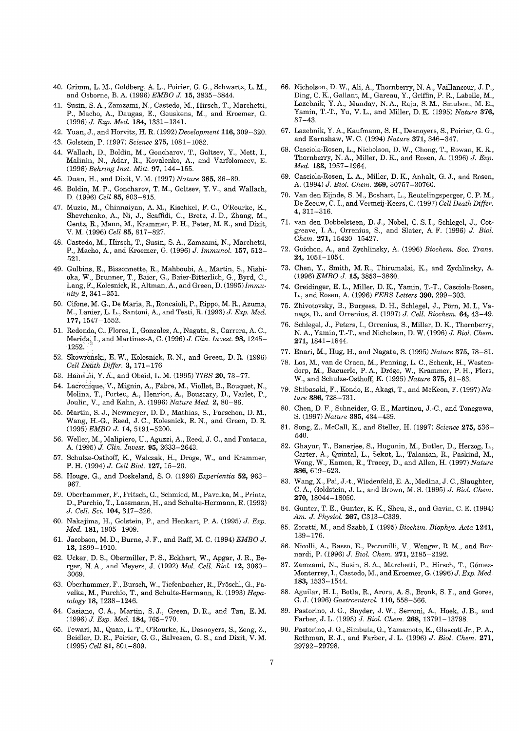40. Grimm, L. M., Goldberg, A. L., Poirier, G. G., Schwartz, L. M., and Osborne, B. A. (1996) *EMBO J.* **15,** 3835–3844.
41. Susin, S. A., Zamzami, N., Castedo, M., Hirsch, T., Marchetti, P., Macho, A., Daugas, E., Geuskens, M., and Kroemer, G. (1996) *J. Exp. Med.* **184,** 1331–1341.
42. Yuan, J., and Horvitz, H. R. (1992) *Development* **116,** 309–320.
43. Golstein, P. (1997) *Science* **275,** 1081–1082.
44. Wallach, D., Boldin, M., Goncharov, T., Goltsev, Y., Mett, I., Malinin, N., Adar, R., Kovalenko, A., and Varfolomeev, E. (1996) *Behring Inst. Mitt.* **97,** 144–155.
45. Duan, H., and Dixit, V. M. (1997) *Nature* **385,** 86–89.
46. Boldin, M. P., Goncharov, T. M., Goltsev, Y. V., and Wallach, D. (1996) *Cell* **85,** 803–815.
47. Muzio, M., Chinnaiyan, A. M., Kischkel, F. C., O'Rourke, K., Shevchenko, A., Ni, J., Scaffidi, C., Bretz, J. D., Zhang, M., Gentz, R., Mann, M., Krammer, P. H., Peter, M. E., and Dixit, V. M. (1996) *Cell* **85,** 817–827.
48. Castedo, M., Hirsch, T., Susin, S. A., Zamzami, N., Marchetti, P., Macho, A., and Kroemer, G. (1996) *J. Immunol.* **157,** 512–521.
49. Gulbins, E., Bissonnette, R., Mahboubi, A., Martin, S., Nishioka, W., Brunner, T., Baier, G., Baier-Bitterlich, G., Byrd, C., Lang, F., Kolesnick, R., Altman, A., and Green, D. (1995) *Immunity* **2,** 341–351.
50. Cifone, M. G., De Maria, R., Roncaioli, P., Rippo, M. R., Azuma, M., Lanier, L. L., Santoni, A., and Testi, R. (1993) *J. Exp. Med.* **177,** 1547–1552.
51. Redondo, C., Flores, I., Gonzalez, A., Nagata, S., Carrera, A. C., Merida, I., and Martinez-A, C. (1996) *J. Clin. Invest.* **98,** 1245–1252.
52. Skowronski, E. W., Kolesnick, R. N., and Green, D. R. (1996) *Cell Death Differ.* **3,** 171–176.
53. Hannun, Y. A., and Obeid, L. M. (1995) *TIBS* **20,** 73–77.
54. Lacronique, V., Mignin, A., Fabre, M., Viollet, B., Rouquet, N., Molina, T., Porteu, A., Henrion, A., Bouscary, D., Varlet, P., Joulin, V., and Kahn, A. (1996) *Nature Med.* **2,** 80–86.
55. Martin, S. J., Newmeyer, D. D., Mathias, S., Farschon, D. M., Wang, H.-G., Reed, J. C., Kolesnick, R. N., and Green, D. R. (1995) *EMBO J.* **14,** 5191–5200.
56. Weller, M., Malipiero, U., Aguzzi, A., Reed, J. C., and Fontana, A. (1995) *J. Clin. Invest.* **95,** 2633–2643.
57. Schulze-Osthoff, K., Walczak, H., Dröge, W., and Krammer, P. H. (1994) *J. Cell Biol.* **127,** 15–20.
58. Houge, G., and Doskeland, S. O. (1996) *Experientia* **52,** 963–967.
59. Oberhammer, F., Fritsch, G., Schmied, M., Pavelka, M., Printz, D., Purchio, T., Lassmann, H., and Schulte-Hermann, R. (1993) *J. Cell. Sci.* **104,** 317–326.
60. Nakajima, H., Golstein, P., and Henkart, P. A. (1995) *J. Exp. Med.* **181,** 1905–1909.
61. Jacobson, M. D., Burne, J. F., and Raff, M. C. (1994) *EMBO J.* **13,** 1899–1910.
62. Ucker, D. S., Obermiller, P. S., Eckhart, W., Apgar, J. R., Berger, N. A., and Meyers, J. (1992) *Mol. Cell. Biol.* **12,** 3060–3069.
63. Oberhammer, F., Bursch, W., Tiefenbacher, R., Fröschl, G., Pavelka, M., Purchio, T., and Schulte-Hermann, R. (1993) *Hepatology* **18,** 1238–1246.
64. Casiano, C. A., Martin, S. J., Green, D. R., and Tan, E. M. (1996) *J. Exp. Med.* **184,** 765–770.
65. Tewari, M., Quan, L. T., O'Rourke, K., Desnoyers, S., Zeng, Z., Beidler, D. R., Poirier, G. G., Salvesen, G. S., and Dixit, V. M. (1995) *Cell* **81,** 801–809.
66. Nicholson, D. W., Ali, A., Thornberry, N. A., Vaillancour, J. P., Ding, C. K., Gallant, M., Gareau, Y., Griffin, P. R., Labelle, M., Lazebnik, Y. A., Munday, N. A., Raju, S. M., Smulson, M. E., Yamin, T.-T., Yu, V. L., and Miller, D. K. (1995) *Nature* **376,** 37–43.
67. Lazebnik, Y. A., Kaufmann, S. H., Desnoyers, S., Poirier, G. G., and Earnshaw, W. C. (1994) *Nature* **371,** 346–347.
68. Casciola-Rosen, L., Nicholson, D. W., Chong, T., Rowan, K. R., Thornberry, N. A., Miller, D. K., and Rosen, A. (1996) *J. Exp. Med.* **183,** 1957–1964.
69. Casciola-Rosen, L. A., Miller, D. K., Anhalt, G. J., and Rosen, A. (1994) *J. Biol. Chem.* **269,** 30757–30760.
70. Van den Eijnde, S. M., Boshart, L., Reutelingsperger, C. P. M., De Zeeuw, C. I., and Vermeij-Keers, C. (1997) *Cell Death Differ.* **4,** 311–316.
71. van den Dobbelsteen, D. J., Nobel, C. S. I., Schlegel, J., Cotgreave, I. A., Orrenius, S., and Slater, A. F. (1996) *J. Biol. Chem.* **271,** 15420–15427.
72. Guichon, A., and Zychlinsky, A. (1996) *Biochem. Soc. Trans.* **24,** 1051–1054.
73. Chen, Y., Smith, M. R., Thirumalai, K., and Zychlinsky, A. (1996) *EMBO J.* **15,** 3853–3860.
74. Greidinger, E. L., Miller, D. K., Yamin, T.-T., Casciola-Rosen, L., and Rosen, A. (1996) *FEBS Letters* **390,** 299–303.
75. Zhivotovsky, B., Burgess, D. H., Schlegel, J., Pörn, M. I., Vanags, D., and Orrenius, S. (1997) *J. Cell. Biochem.* **64,** 43–49.
76. Schlegel, J., Peters, I., Orrenius, S., Miller, D. K., Thornberry, N. A., Yamin, T.-T., and Nicholson, D. W. (1996) *J. Biol. Chem.* **271,** 1841–1844.
77. Enari, M., Hug, H., and Nagata, S. (1995) *Nature* **375,** 78–81.
78. Los, M., van de Craen, M., Penning, L. C., Schenk, H., Westendorp, M., Baeuerle, P. A., Dröge, W., Krammer, P. H., Fiers, W., and Schulze-Osthoff, K. (1995) *Nature* **375,** 81–83.
79. Shibasaki, F., Kondo, E., Akagi, T., and McKeon, F. (1997) *Nature* **386,** 728–731.
80. Chen, D. F., Schneider, G. E., Martinou, J.-C., and Tonegawa, S. (1997) *Nature* **385,** 434–439.
81. Song, Z., McCall, K., and Steller, H. (1997) *Science* **275,** 536–540.
82. Ghayur, T., Banerjee, S., Hugunin, M., Butler, D., Herzog, L., Carter, A., Quintal, L., Sekut, L., Talanian, R., Paskind, M., Wong, W., Kamen, R., Tracey, D., and Allen, H. (1997) *Nature* **386,** 619–623.
83. Wang, X., Pai, J.-t., Wiedenfeld, E. A., Medina, J. C., Slaughter, C. A., Goldstein, J. L., and Brown, M. S. (1995) *J. Biol. Chem.* **270,** 18044–18050.
84. Gunter, T. E., Gunter, K. K., Sheu, S., and Gavin, C. E. (1994) *Am. J. Physiol.* **267,** C313–C339.
85. Zoratti, M., and Szabò, I. (1995) *Biochim. Biophys. Acta* **1241,** 139–176.
86. Nicolli, A., Basso, E., Petronilli, V., Wenger, R. M., and Bernardi, P. (1996) *J. Biol. Chem.* **271,** 2185–2192.
87. Zamzami, N., Susin, S. A., Marchetti, P., Hirsch, T., Gómez-Monterrey, I., Castedo, M., and Kroemer, G. (1996) *J. Exp. Med.* **183,** 1533–1544.
88. Aguilar, H. I., Botla, R., Arora, A. S., Bronk, S. F., and Gores, G. J. (1996) *Gastroenterol.* **110,** 558–566.
89. Pastorino, J. G., Snyder, J. W., Serroni, A., Hoek, J. B., and Farber, J. L. (1993) *J. Biol. Chem.* **268,** 13791–13798.
90. Pastorino, J. G., Simbula, G., Yamamoto, K., Glascott Jr., P. A., Rothman, R. J., and Farber, J. L. (1996) *J. Biol. Chem.* **271,** 29792–29798.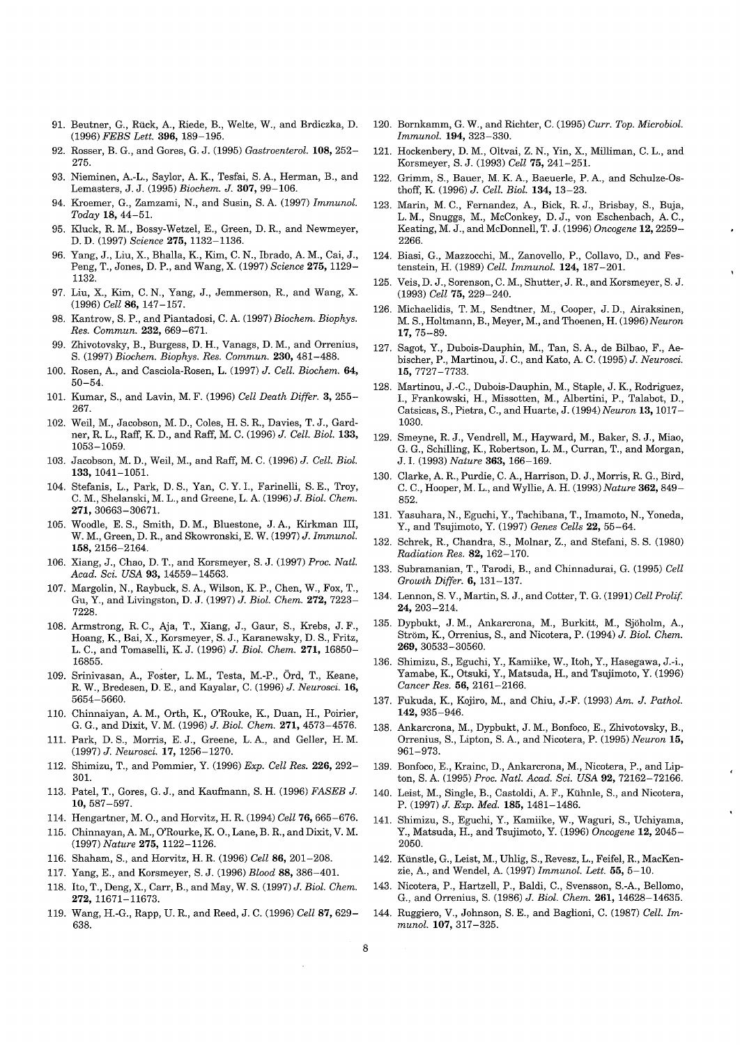91. Beutner, G., Rück, A., Riede, B., Welte, W., and Brdiczka, D. (1996) *FEBS Lett.* **396,** 189–195.
92. Rosser, B. G., and Gores, G. J. (1995) *Gastroenterol.* **108,** 252–275.
93. Nieminen, A.-L., Saylor, A. K., Tesfai, S. A., Herman, B., and Lemasters, J. J. (1995) *Biochem. J.* **307,** 99–106.
94. Kroemer, G., Zamzami, N., and Susin, S. A. (1997) *Immunol. Today* **18,** 44–51.
95. Kluck, R. M., Bossy-Wetzel, E., Green, D. R., and Newmeyer, D. D. (1997) *Science* **275,** 1132–1136.
96. Yang, J., Liu, X., Bhalla, K., Kim, C. N., Ibrado, A. M., Cai, J., Peng, T., Jones, D. P., and Wang, X. (1997) *Science* **275,** 1129–1132.
97. Liu, X., Kim, C. N., Yang, J., Jemmerson, R., and Wang, X. (1996) *Cell* **86,** 147–157.
98. Kantrow, S. P., and Piantadosi, C. A. (1997) *Biochem. Biophys. Res. Commun.* **232,** 669–671.
99. Zhivotovsky, B., Burgess, D. H., Vanags, D. M., and Orrenius, S. (1997) *Biochem. Biophys. Res. Commun.* **230,** 481–488.
100. Rosen, A., and Casciola-Rosen, L. (1997) *J. Cell. Biochem.* **64,** 50–54.
101. Kumar, S., and Lavin, M. F. (1996) *Cell Death Differ.* **3,** 255–267.
102. Weil, M., Jacobson, M. D., Coles, H. S. R., Davies, T. J., Gardner, R. L., Raff, K. D., and Raff, M. C. (1996) *J. Cell. Biol.* **133,** 1053–1059.
103. Jacobson, M. D., Weil, M., and Raff, M. C. (1996) *J. Cell. Biol.* **133,** 1041–1051.
104. Stefanis, L., Park, D. S., Yan, C. Y. I., Farinelli, S. E., Troy, C. M., Shelanski, M. L., and Greene, L. A. (1996) *J. Biol. Chem.* **271,** 30663–30671.
105. Woodle, E. S., Smith, D. M., Bluestone, J. A., Kirkman III, W. M., Green, D. R., and Skowronski, E. W. (1997) *J. Immunol.* **158,** 2156–2164.
106. Xiang, J., Chao, D. T., and Korsmeyer, S. J. (1997) *Proc. Natl. Acad. Sci. USA* **93,** 14559–14563.
107. Margolin, N., Raybuck, S. A., Wilson, K. P., Chen, W., Fox, T., Gu, Y., and Livingston, D. J. (1997) *J. Biol. Chem.* **272,** 7223–7228.
108. Armstrong, R. C., Aja, T., Xiang, J., Gaur, S., Krebs, J. F., Hoang, K., Bai, X., Korsmeyer, S. J., Karanewsky, D. S., Fritz, L. C., and Tomaselli, K. J. (1996) *J. Biol. Chem.* **271,** 16850–16855.
109. Srinivasan, A., Foster, L. M., Testa, M.-P., Örd, T., Keane, R. W., Bredesen, D. E., and Kayalar, C. (1996) *J. Neurosci.* **16,** 5654–5660.
110. Chinnaiyan, A. M., Orth, K., O'Rouke, K., Duan, H., Poirier, G. G., and Dixit, V. M. (1996) *J. Biol. Chem.* **271,** 4573–4576.
111. Park, D. S., Morris, E. J., Greene, L. A., and Geller, H. M. (1997) *J. Neurosci.* **17,** 1256–1270.
112. Shimizu, T., and Pommier, Y. (1996) *Exp. Cell Res.* **226,** 292–301.
113. Patel, T., Gores, G. J., and Kaufmann, S. H. (1996) *FASEB J.* **10,** 587–597.
114. Hengartner, M. O., and Horvitz, H. R. (1994) *Cell* **76,** 665–676.
115. Chinnayan, A. M., O'Rourke, K. O., Lane, B. R., and Dixit, V. M. (1997) *Nature* **275,** 1122–1126.
116. Shaham, S., and Horvitz, H. R. (1996) *Cell* **86,** 201–208.
117. Yang, E., and Korsmeyer, S. J. (1996) *Blood* **88,** 386–401.
118. Ito, T., Deng, X., Carr, B., and May, W. S. (1997) *J. Biol. Chem.* **272,** 11671–11673.
119. Wang, H.-G., Rapp, U. R., and Reed, J. C. (1996) *Cell* **87,** 629–638.
120. Bornkamm, G. W., and Richter, C. (1995) *Curr. Top. Microbiol. Immunol.* **194,** 323–330.
121. Hockenbery, D. M., Oltvai, Z. N., Yin, X., Milliman, C. L., and Korsmeyer, S. J. (1993) *Cell* **75,** 241–251.
122. Grimm, S., Bauer, M. K. A., Baeuerle, P. A., and Schulze-Osthoff, K. (1996) *J. Cell. Biol.* **134,** 13–23.
123. Marin, M. C., Fernandez, A., Bick, R. J., Brisbay, S., Buja, L. M., Snuggs, M., McConkey, D. J., von Eschenbach, A. C., Keating, M. J., and McDonnell, T. J. (1996) *Oncogene* **12,** 2259–2266.
124. Biasi, G., Mazzocchi, M., Zanovello, P., Collavo, D., and Festenstein, H. (1989) *Cell. Immunol.* **124,** 187–201.
125. Veis, D. J., Sorenson, C. M., Shutter, J. R., and Korsmeyer, S. J. (1993) *Cell* **75,** 229–240.
126. Michaelidis, T. M., Sendtner, M., Cooper, J. D., Airaksinen, M. S., Holtmann, B., Meyer, M., and Thoenen, H. (1996) *Neuron* **17,** 75–89.
127. Sagot, Y., Dubois-Dauphin, M., Tan, S. A., de Bilbao, F., Aebischer, P., Martinou, J. C., and Kato, A. C. (1995) *J. Neurosci.* **15,** 7727–7733.
128. Martinou, J.-C., Dubois-Dauphin, M., Staple, J. K., Rodriguez, I., Frankowski, H., Missotten, M., Albertini, P., Talabot, D., Catsicas, S., Pietra, C., and Huarte, J. (1994) *Neuron* **13,** 1017–1030.
129. Smeyne, R. J., Vendrell, M., Hayward, M., Baker, S. J., Miao, G. G., Schilling, K., Robertson, L. M., Curran, T., and Morgan, J. I. (1993) *Nature* **363,** 166–169.
130. Clarke, A. R., Purdie, C. A., Harrison, D. J., Morris, R. G., Bird, C. C., Hooper, M. L., and Wyllie, A. H. (1993) *Nature* **362,** 849–852.
131. Yasuhara, N., Eguchi, Y., Tachibana, T., Imamoto, N., Yoneda, Y., and Tsujimoto, Y. (1997) *Genes Cells* **22,** 55–64.
132. Schrek, R., Chandra, S., Molnar, Z., and Stefani, S. S. (1980) *Radiation Res.* **82,** 162–170.
133. Subramanian, T., Tarodi, B., and Chinnadurai, G. (1995) *Cell Growth Differ.* **6,** 131–137.
134. Lennon, S. V., Martin, S. J., and Cotter, T. G. (1991) *Cell Prolif.* **24,** 203–214.
135. Dypbukt, J. M., Ankarcrona, M., Burkitt, M., Sjöholm, A., Ström, K., Orrenius, S., and Nicotera, P. (1994) *J. Biol. Chem.* **269,** 30533–30560.
136. Shimizu, S., Eguchi, Y., Kamiike, W., Itoh, Y., Hasegawa, J.-i., Yamabe, K., Otsuki, Y., Matsuda, H., and Tsujimoto, Y. (1996) *Cancer Res.* **56,** 2161–2166.
137. Fukuda, K., Kojiro, M., and Chiu, J.-F. (1993) *Am. J. Pathol.* **142,** 935–946.
138. Ankarcrona, M., Dypbukt, J. M., Bonfoco, E., Zhivotovsky, B., Orrenius, S., Lipton, S. A., and Nicotera, P. (1995) *Neuron* **15,** 961–973.
139. Bonfoco, E., Krainc, D., Ankarcrona, M., Nicotera, P., and Lipton, S. A. (1995) *Proc. Natl. Acad. Sci. USA* **92,** 72162–72166.
140. Leist, M., Single, B., Castoldi, A. F., Kühnle, S., and Nicotera, P. (1997) *J. Exp. Med.* **185,** 1481–1486.
141. Shimizu, S., Eguchi, Y., Kamiike, W., Waguri, S., Uchiyama, Y., Matsuda, H., and Tsujimoto, Y. (1996) *Oncogene* **12,** 2045–2050.
142. Künstle, G., Leist, M., Uhlig, S., Revesz, L., Feifel, R., MacKenzie, A., and Wendel, A. (1997) *Immunol. Lett.* **55,** 5–10.
143. Nicotera, P., Hartzell, P., Baldi, C., Svensson, S.-A., Bellomo, G., and Orrenius, S. (1986) *J. Biol. Chem.* **261,** 14628–14635.
144. Ruggiero, V., Johnson, S. E., and Baglioni, C. (1987) *Cell. Immunol.* **107,** 317–325.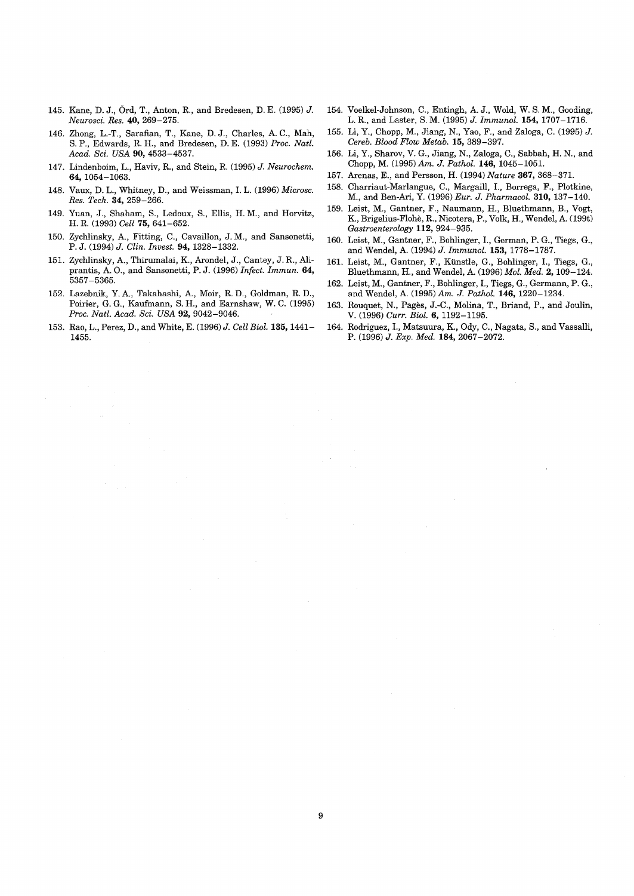145. Kane, D. J., Örd, T., Anton, R., and Bredesen, D. E. (1995) *J. Neurosci. Res.* **40,** 269–275.

146. Zhong, L.-T., Sarafian, T., Kane, D. J., Charles, A. C., Mah, S. P., Edwards, R. H., and Bredesen, D. E. (1993) *Proc. Natl. Acad. Sci. USA* **90,** 4533–4537.

147. Lindenboim, L., Haviv, R., and Stein, R. (1995) *J. Neurochem.* **64,** 1054–1063.

148. Vaux, D. L., Whitney, D., and Weissman, I. L. (1996) *Microsc. Res. Tech.* **34,** 259–266.

149. Yuan, J., Shaham, S., Ledoux, S., Ellis, H. M., and Horvitz, H. R. (1993) *Cell* **75,** 641–652.

150. Zychlinsky, A., Fitting, C., Cavaillon, J. M., and Sansonetti, P. J. (1994) *J. Clin. Invest.* **94,** 1328–1332.

151. Zychlinsky, A., Thirumalai, K., Arondel, J., Cantey, J. R., Aliprantis, A. O., and Sansonetti, P. J. (1996) *Infect. Immun.* **64,** 5357–5365.

152. Lazebnik, Y. A., Takahashi, A., Moir, R. D., Goldman, R. D., Poirier, G. G., Kaufmann, S. H., and Earnshaw, W. C. (1995) *Proc. Natl. Acad. Sci. USA* **92,** 9042–9046.

153. Rao, L., Perez, D., and White, E. (1996) *J. Cell Biol.* **135,** 1441–1455.

154. Voelkel-Johnson, C., Entingh, A. J., Wold, W. S. M., Gooding, L. R., and Laster, S. M. (1995) *J. Immunol.* **154,** 1707–1716.

155. Li, Y., Chopp, M., Jiang, N., Yao, F., and Zaloga, C. (1995) *J. Cereb. Blood Flow Metab.* **15,** 389–397.

156. Li, Y., Sharov, V. G., Jiang, N., Zaloga, C., Sabbah, H. N., and Chopp, M. (1995) *Am. J. Pathol.* **146,** 1045–1051.

157. Arenas, E., and Persson, H. (1994) *Nature* **367,** 368–371.

158. Charriaut-Marlangue, C., Margaill, I., Borrega, F., Plotkine, M., and Ben-Ari, Y. (1996) *Eur. J. Pharmacol.* **310,** 137–140.

159. Leist, M., Gantner, F., Naumann, H., Bluethmann, B., Vogt, K., Brigelius-Flohè, R., Nicotera, P., Volk, H., Wendel, A. (199t) *Gastroenterology* **112,** 924–935.

160. Leist, M., Gantner, F., Bohlinger, I., German, P. G., Tiegs, G., and Wendel, A. (1994) *J. Immunol.* **153,** 1778–1787.

161. Leist, M., Gantner, F., Künstle, G., Bohlinger, I., Tiegs, G., Bluethmann, H., and Wendel, A. (1996) *Mol. Med.* **2,** 109–124.

162. Leist, M., Gantner, F., Bohlinger, I., Tiegs, G., Germann, P. G., and Wendel, A. (1995) *Am. J. Pathol.* **146,** 1220–1234.

163. Rouquet, N., Pagès, J.-C., Molina, T., Briand, P., and Joulin, V. (1996) *Curr. Biol.* **6,** 1192–1195.

164. Rodriguez, I., Matsuura, K., Ody, C., Nagata, S., and Vassalli, P. (1996) *J. Exp. Med.* **184,** 2067–2072.